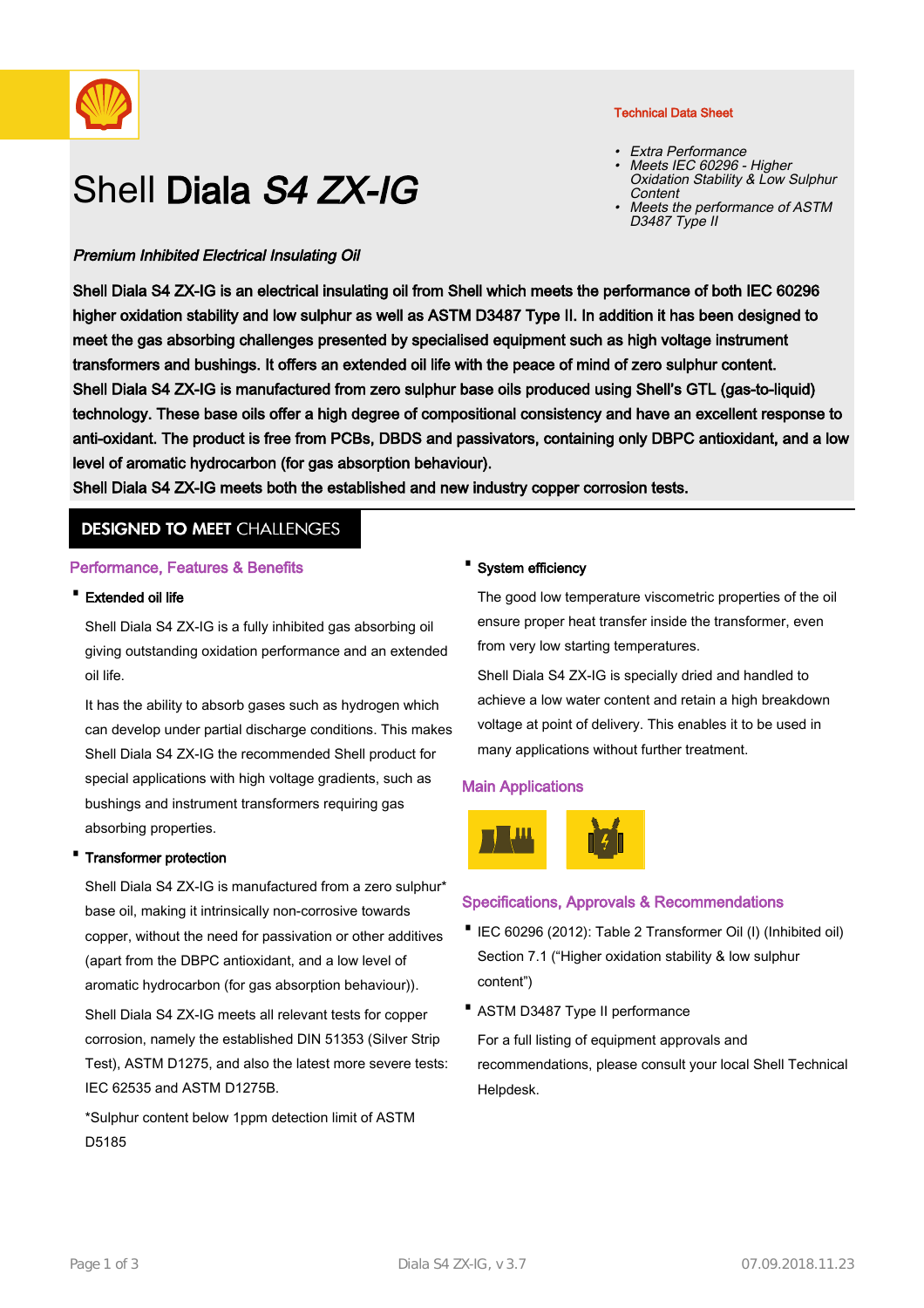Technical Data Sheet

- *Extra Performance*
- *Meets IEC 60296 - Higher Oxidation Stability & Low Sulphur Content*
- *Meets the performance of ASTM D3487 Type II*

# Shell **Diala** ***S4 ZX-IG***

***Premium Inhibited Electrical Insulating Oil***

**Shell Diala S4 ZX-IG is an electrical insulating oil from Shell which meets the performance of both IEC 60296 higher oxidation stability and low sulphur as well as ASTM D3487 Type II. In addition it has been designed to meet the gas absorbing challenges presented by specialised equipment such as high voltage instrument transformers and bushings. It offers an extended oil life with the peace of mind of zero sulphur content.**
**Shell Diala S4 ZX-IG is manufactured from zero sulphur base oils produced using Shell's GTL (gas-to-liquid) technology. These base oils offer a high degree of compositional consistency and have an excellent response to anti-oxidant. The product is free from PCBs, DBDS and passivators, containing only DBPC antioxidant, and a low level of aromatic hydrocarbon (for gas absorption behaviour).**
**Shell Diala S4 ZX-IG meets both the established and new industry copper corrosion tests.**

## DESIGNED TO MEET CHALLENGES

### Performance, Features & Benefits

- **Extended oil life**

  Shell Diala S4 ZX-IG is a fully inhibited gas absorbing oil giving outstanding oxidation performance and an extended oil life.

  It has the ability to absorb gases such as hydrogen which can develop under partial discharge conditions. This makes Shell Diala S4 ZX-IG the recommended Shell product for special applications with high voltage gradients, such as bushings and instrument transformers requiring gas absorbing properties.

- **Transformer protection**

  Shell Diala S4 ZX-IG is manufactured from a zero sulphur* base oil, making it intrinsically non-corrosive towards copper, without the need for passivation or other additives (apart from the DBPC antioxidant, and a low level of aromatic hydrocarbon (for gas absorption behaviour)).

  Shell Diala S4 ZX-IG meets all relevant tests for copper corrosion, namely the established DIN 51353 (Silver Strip Test), ASTM D1275, and also the latest more severe tests: IEC 62535 and ASTM D1275B.

  *Sulphur content below 1ppm detection limit of ASTM D5185

- **System efficiency**

  The good low temperature viscometric properties of the oil ensure proper heat transfer inside the transformer, even from very low starting temperatures.

  Shell Diala S4 ZX-IG is specially dried and handled to achieve a low water content and retain a high breakdown voltage at point of delivery. This enables it to be used in many applications without further treatment.

### Main Applications

### Specifications, Approvals & Recommendations

- IEC 60296 (2012): Table 2 Transformer Oil (I) (Inhibited oil) Section 7.1 ("Higher oxidation stability & low sulphur content")
- ASTM D3487 Type II performance

  For a full listing of equipment approvals and recommendations, please consult your local Shell Technical Helpdesk.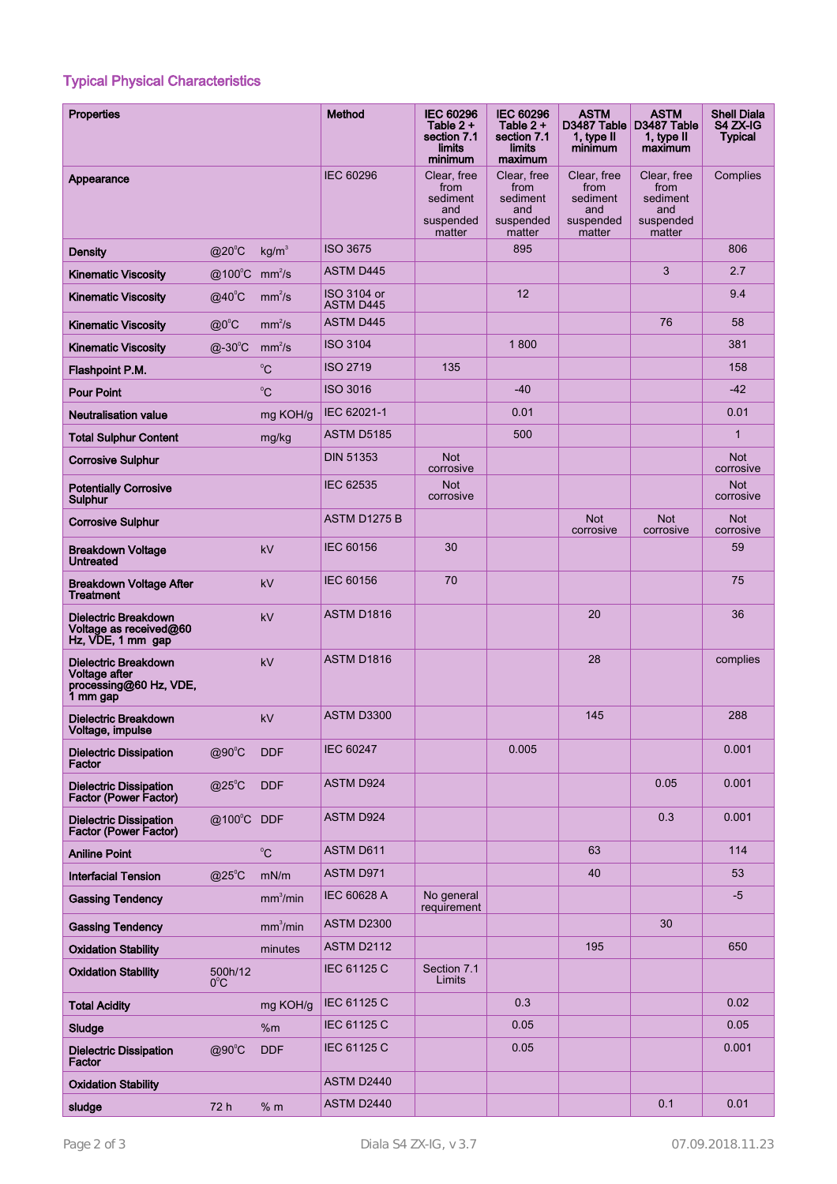## Typical Physical Characteristics

| Properties | | | Method | IEC 60296 Table 2 + section 7.1 limits minimum | IEC 60296 Table 2 + section 7.1 limits maximum | ASTM D3487 Table 1, type II minimum | ASTM D3487 Table 1, type II maximum | Shell Diala S4 ZX-IG Typical |
|---|---|---|---|---|---|---|---|---|
| Appearance | | | IEC 60296 | Clear, free from sediment and suspended matter | Clear, free from sediment and suspended matter | Clear, free from sediment and suspended matter | Clear, free from sediment and suspended matter | Complies |
| Density | @20°C | $kg/m^3$ | ISO 3675 | | 895 | | | 806 |
| Kinematic Viscosity | @100°C | $mm^2/s$ | ASTM D445 | | | | 3 | 2.7 |
| Kinematic Viscosity | @40°C | $mm^2/s$ | ISO 3104 or ASTM D445 | | 12 | | | 9.4 |
| Kinematic Viscosity | @0°C | $mm^2/s$ | ASTM D445 | | | | 76 | 58 |
| Kinematic Viscosity | @-30°C | $mm^2/s$ | ISO 3104 | | 1 800 | | | 381 |
| Flashpoint P.M. | | °C | ISO 2719 | 135 | | | | 158 |
| Pour Point | | °C | ISO 3016 | | -40 | | | -42 |
| Neutralisation value | | mg KOH/g | IEC 62021-1 | | 0.01 | | | 0.01 |
| Total Sulphur Content | | mg/kg | ASTM D5185 | | 500 | | | 1 |
| Corrosive Sulphur | | | DIN 51353 | Not corrosive | | | | Not corrosive |
| Potentially Corrosive Sulphur | | | IEC 62535 | Not corrosive | | | | Not corrosive |
| Corrosive Sulphur | | | ASTM D1275 B | | | Not corrosive | Not corrosive | Not corrosive |
| Breakdown Voltage Untreated | | kV | IEC 60156 | 30 | | | | 59 |
| Breakdown Voltage After Treatment | | kV | IEC 60156 | 70 | | | | 75 |
| Dielectric Breakdown Voltage as received@60 Hz, VDE, 1 mm gap | | kV | ASTM D1816 | | | 20 | | 36 |
| Dielectric Breakdown Voltage after processing@60 Hz, VDE, 1 mm gap | | kV | ASTM D1816 | | | 28 | | complies |
| Dielectric Breakdown Voltage, impulse | | kV | ASTM D3300 | | | 145 | | 288 |
| Dielectric Dissipation Factor | @90°C | DDF | IEC 60247 | | 0.005 | | | 0.001 |
| Dielectric Dissipation Factor (Power Factor) | @25°C | DDF | ASTM D924 | | | | 0.05 | 0.001 |
| Dielectric Dissipation Factor (Power Factor) | @100°C | DDF | ASTM D924 | | | | 0.3 | 0.001 |
| Aniline Point | | °C | ASTM D611 | | | 63 | | 114 |
| Interfacial Tension | @25°C | mN/m | ASTM D971 | | | 40 | | 53 |
| Gassing Tendency | | $mm^3/min$ | IEC 60628 A | No general requirement | | | | -5 |
| Gassing Tendency | | $mm^3/min$ | ASTM D2300 | | | | 30 | |
| Oxidation Stability | | minutes | ASTM D2112 | | | 195 | | 650 |
| Oxidation Stability | 500h/120°C | | IEC 61125 C | Section 7.1 Limits | | | | |
| Total Acidity | | mg KOH/g | IEC 61125 C | | 0.3 | | | 0.02 |
| Sludge | | %m | IEC 61125 C | | 0.05 | | | 0.05 |
| Dielectric Dissipation Factor | @90°C | DDF | IEC 61125 C | | 0.05 | | | 0.001 |
| Oxidation Stability | | | ASTM D2440 | | | | | |
| sludge | 72 h | % m | ASTM D2440 | | | | 0.1 | 0.01 |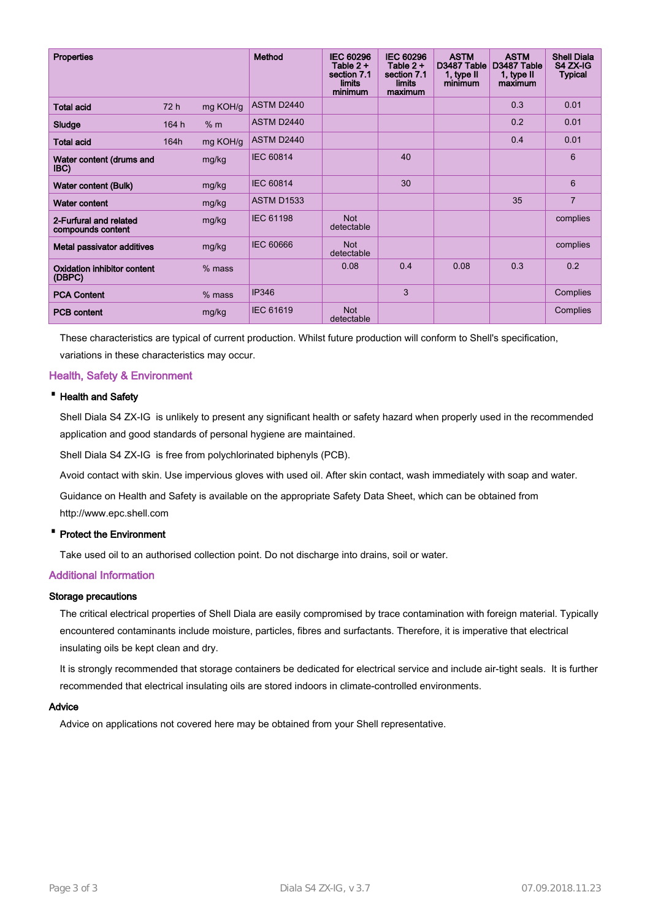| Properties | | | Method | IEC 60296 Table 2 + section 7.1 limits minimum | IEC 60296 Table 2 + section 7.1 limits maximum | ASTM D3487 Table 1, type II minimum | ASTM D3487 Table 1, type II maximum | Shell Diala S4 ZX-IG Typical |
|---|---|---|---|---|---|---|---|---|
| Total acid | 72 h | mg KOH/g | ASTM D2440 | | | | 0.3 | 0.01 |
| Sludge | 164 h | % m | ASTM D2440 | | | | 0.2 | 0.01 |
| Total acid | 164h | mg KOH/g | ASTM D2440 | | | | 0.4 | 0.01 |
| Water content (drums and IBC) | | mg/kg | IEC 60814 | | 40 | | | 6 |
| Water content (Bulk) | | mg/kg | IEC 60814 | | 30 | | | 6 |
| Water content | | mg/kg | ASTM D1533 | | | | 35 | 7 |
| 2-Furfural and related compounds content | | mg/kg | IEC 61198 | Not detectable | | | | complies |
| Metal passivator additives | | mg/kg | IEC 60666 | Not detectable | | | | complies |
| Oxidation inhibitor content (DBPC) | | % mass | | 0.08 | 0.4 | 0.08 | 0.3 | 0.2 |
| PCA Content | | % mass | IP346 | | 3 | | | Complies |
| PCB content | | mg/kg | IEC 61619 | Not detectable | | | | Complies |

These characteristics are typical of current production. Whilst future production will conform to Shell's specification, variations in these characteristics may occur.

## Health, Safety & Environment

- **Health and Safety**

Shell Diala S4 ZX-IG is unlikely to present any significant health or safety hazard when properly used in the recommended application and good standards of personal hygiene are maintained.

Shell Diala S4 ZX-IG is free from polychlorinated biphenyls (PCB).

Avoid contact with skin. Use impervious gloves with used oil. After skin contact, wash immediately with soap and water.

Guidance on Health and Safety is available on the appropriate Safety Data Sheet, which can be obtained from http://www.epc.shell.com

- **Protect the Environment**

Take used oil to an authorised collection point. Do not discharge into drains, soil or water.

## Additional Information

### Storage precautions

The critical electrical properties of Shell Diala are easily compromised by trace contamination with foreign material. Typically encountered contaminants include moisture, particles, fibres and surfactants. Therefore, it is imperative that electrical insulating oils be kept clean and dry.

It is strongly recommended that storage containers be dedicated for electrical service and include air-tight seals. It is further recommended that electrical insulating oils are stored indoors in climate-controlled environments.

### Advice

Advice on applications not covered here may be obtained from your Shell representative.